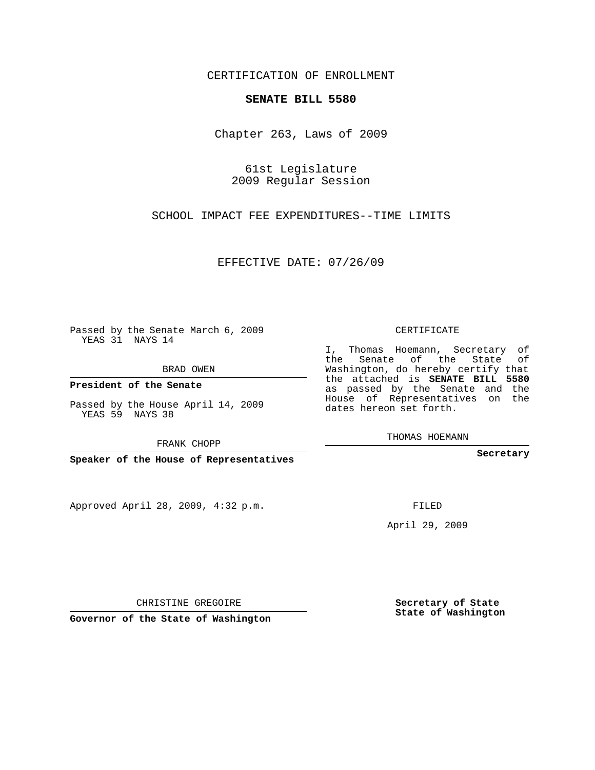CERTIFICATION OF ENROLLMENT

**SENATE BILL 5580**

Chapter 263, Laws of 2009

61st Legislature
2009 Regular Session

SCHOOL IMPACT FEE EXPENDITURES--TIME LIMITS

EFFECTIVE DATE: 07/26/09

Passed by the Senate March 6, 2009
YEAS 31 NAYS 14

BRAD OWEN

**President of the Senate**

Passed by the House April 14, 2009
YEAS 59 NAYS 38

FRANK CHOPP

**Speaker of the House of Representatives**

Approved April 28, 2009, 4:32 p.m.

CHRISTINE GREGOIRE

**Governor of the State of Washington**

CERTIFICATE

I, Thomas Hoemann, Secretary of the Senate of the State of Washington, do hereby certify that the attached is **SENATE BILL 5580** as passed by the Senate and the House of Representatives on the dates hereon set forth.

THOMAS HOEMANN

**Secretary**

FILED

April 29, 2009

**Secretary of State**
**State of Washington**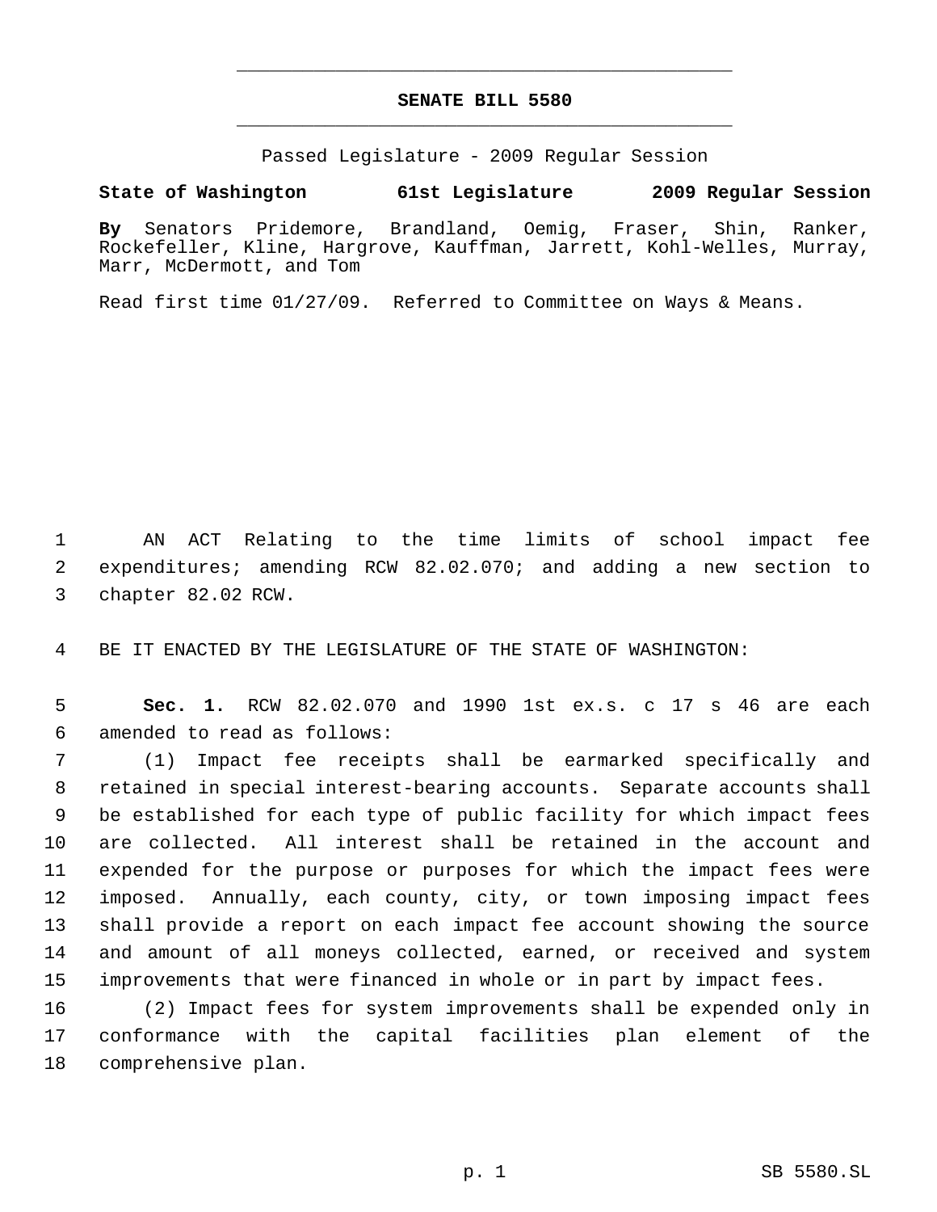# SENATE BILL 5580

Passed Legislature - 2009 Regular Session

**State of Washington 61st Legislature 2009 Regular Session**

**By** Senators Pridemore, Brandland, Oemig, Fraser, Shin, Ranker, Rockefeller, Kline, Hargrove, Kauffman, Jarrett, Kohl-Welles, Murray, Marr, McDermott, and Tom

Read first time 01/27/09. Referred to Committee on Ways & Means.

1 AN ACT Relating to the time limits of school impact fee
2 expenditures; amending RCW 82.02.070; and adding a new section to
3 chapter 82.02 RCW.

4 BE IT ENACTED BY THE LEGISLATURE OF THE STATE OF WASHINGTON:

5 **Sec. 1.** RCW 82.02.070 and 1990 1st ex.s. c 17 s 46 are each
6 amended to read as follows:

7 (1) Impact fee receipts shall be earmarked specifically and
8 retained in special interest-bearing accounts. Separate accounts shall
9 be established for each type of public facility for which impact fees
10 are collected. All interest shall be retained in the account and
11 expended for the purpose or purposes for which the impact fees were
12 imposed. Annually, each county, city, or town imposing impact fees
13 shall provide a report on each impact fee account showing the source
14 and amount of all moneys collected, earned, or received and system
15 improvements that were financed in whole or in part by impact fees.

16 (2) Impact fees for system improvements shall be expended only in
17 conformance with the capital facilities plan element of the
18 comprehensive plan.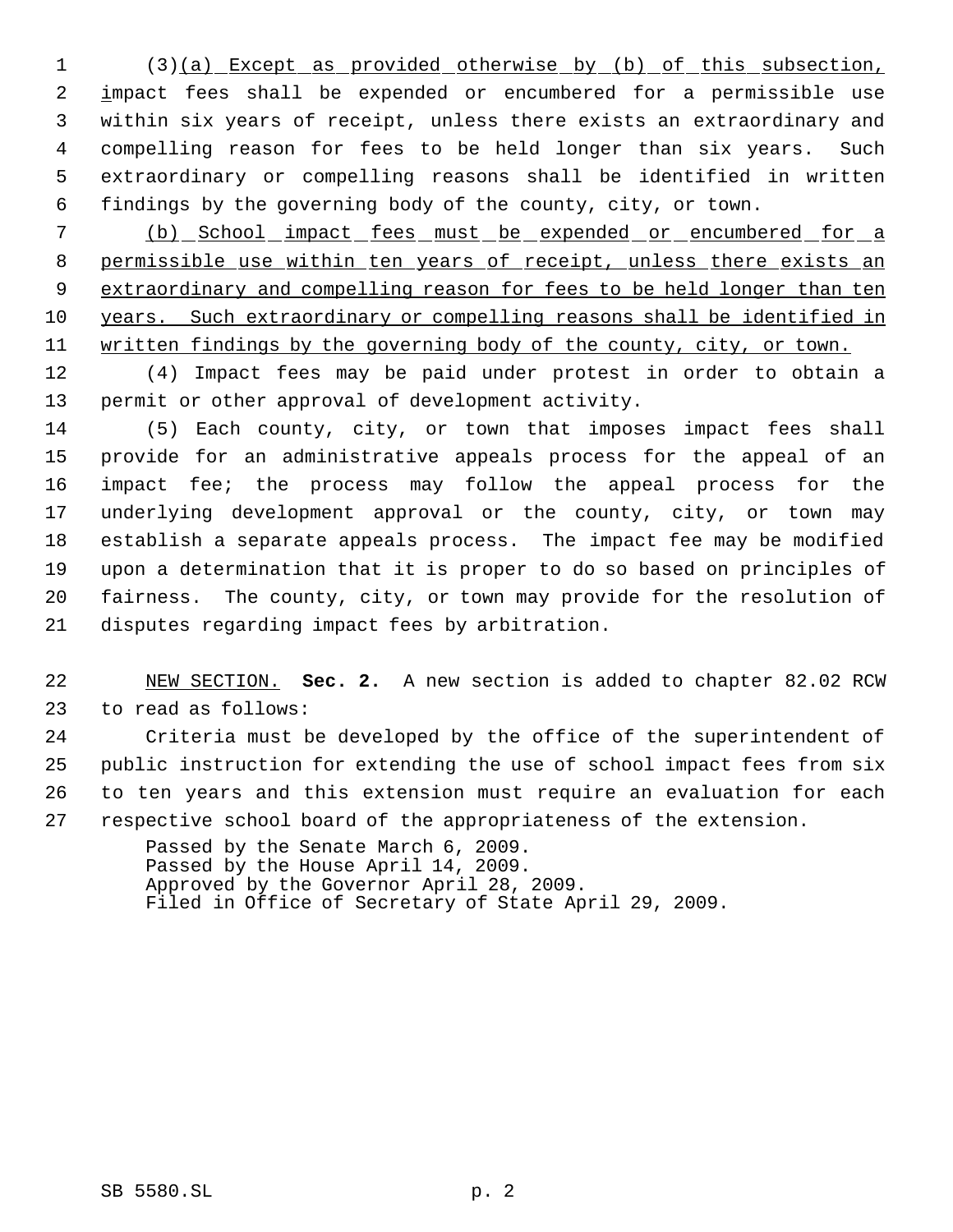(3)(a) Except as provided otherwise by (b) of this subsection, impact fees shall be expended or encumbered for a permissible use within six years of receipt, unless there exists an extraordinary and compelling reason for fees to be held longer than six years. Such extraordinary or compelling reasons shall be identified in written findings by the governing body of the county, city, or town.

(b) School impact fees must be expended or encumbered for a permissible use within ten years of receipt, unless there exists an extraordinary and compelling reason for fees to be held longer than ten years. Such extraordinary or compelling reasons shall be identified in written findings by the governing body of the county, city, or town.

(4) Impact fees may be paid under protest in order to obtain a permit or other approval of development activity.

(5) Each county, city, or town that imposes impact fees shall provide for an administrative appeals process for the appeal of an impact fee; the process may follow the appeal process for the underlying development approval or the county, city, or town may establish a separate appeals process. The impact fee may be modified upon a determination that it is proper to do so based on principles of fairness. The county, city, or town may provide for the resolution of disputes regarding impact fees by arbitration.

NEW SECTION. **Sec. 2.** A new section is added to chapter 82.02 RCW to read as follows:

Criteria must be developed by the office of the superintendent of public instruction for extending the use of school impact fees from six to ten years and this extension must require an evaluation for each respective school board of the appropriateness of the extension.

Passed by the Senate March 6, 2009.
Passed by the House April 14, 2009.
Approved by the Governor April 28, 2009.
Filed in Office of Secretary of State April 29, 2009.